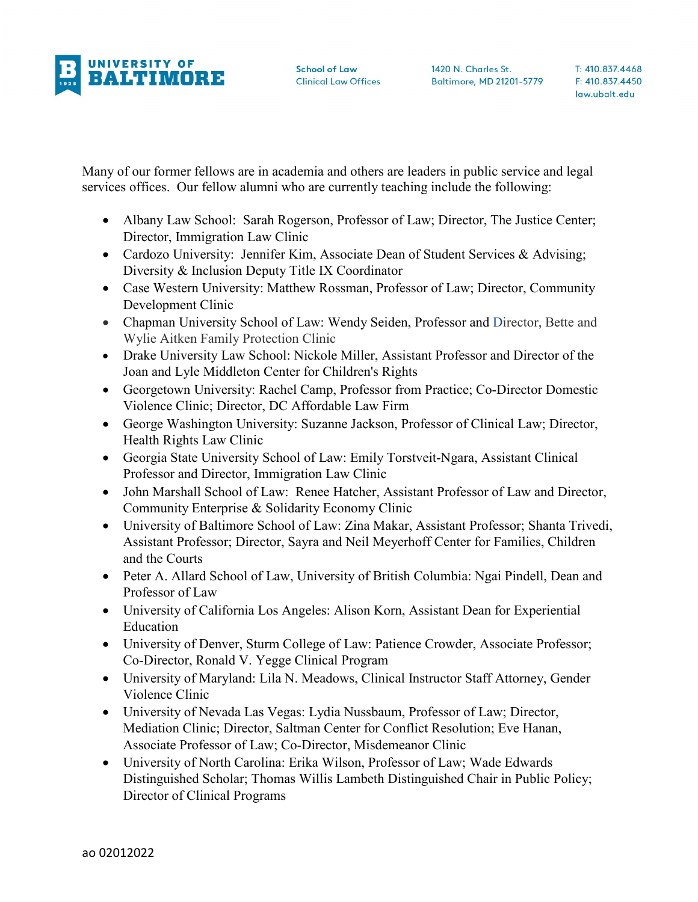Many of our former fellows are in academia and others are leaders in public service and legal services offices. Our fellow alumni who are currently teaching include the following:

- Albany Law School: Sarah Rogerson, Professor of Law; Director, The Justice Center; Director, Immigration Law Clinic
- Cardozo University: Jennifer Kim, Associate Dean of Student Services & Advising; Diversity & Inclusion Deputy Title IX Coordinator
- Case Western University: Matthew Rossman, Professor of Law; Director, Community Development Clinic
- Chapman University School of Law: Wendy Seiden, Professor and Director, Bette and Wylie Aitken Family Protection Clinic
- Drake University Law School: Nickole Miller, Assistant Professor and Director of the Joan and Lyle Middleton Center for Children's Rights
- Georgetown University: Rachel Camp, Professor from Practice; Co-Director Domestic Violence Clinic; Director, DC Affordable Law Firm
- George Washington University: Suzanne Jackson, Professor of Clinical Law; Director, Health Rights Law Clinic
- Georgia State University School of Law: Emily Torstveit-Ngara, Assistant Clinical Professor and Director, Immigration Law Clinic
- John Marshall School of Law: Renee Hatcher, Assistant Professor of Law and Director, Community Enterprise & Solidarity Economy Clinic
- University of Baltimore School of Law: Zina Makar, Assistant Professor; Shanta Trivedi, Assistant Professor; Director, Sayra and Neil Meyerhoff Center for Families, Children and the Courts
- Peter A. Allard School of Law, University of British Columbia: Ngai Pindell, Dean and Professor of Law
- University of California Los Angeles: Alison Korn, Assistant Dean for Experiential Education
- University of Denver, Sturm College of Law: Patience Crowder, Associate Professor; Co-Director, Ronald V. Yegge Clinical Program
- University of Maryland: Lila N. Meadows, Clinical Instructor Staff Attorney, Gender Violence Clinic
- University of Nevada Las Vegas: Lydia Nussbaum, Professor of Law; Director, Mediation Clinic; Director, Saltman Center for Conflict Resolution; Eve Hanan, Associate Professor of Law; Co-Director, Misdemeanor Clinic
- University of North Carolina: Erika Wilson, Professor of Law; Wade Edwards Distinguished Scholar; Thomas Willis Lambeth Distinguished Chair in Public Policy; Director of Clinical Programs

ao 02012022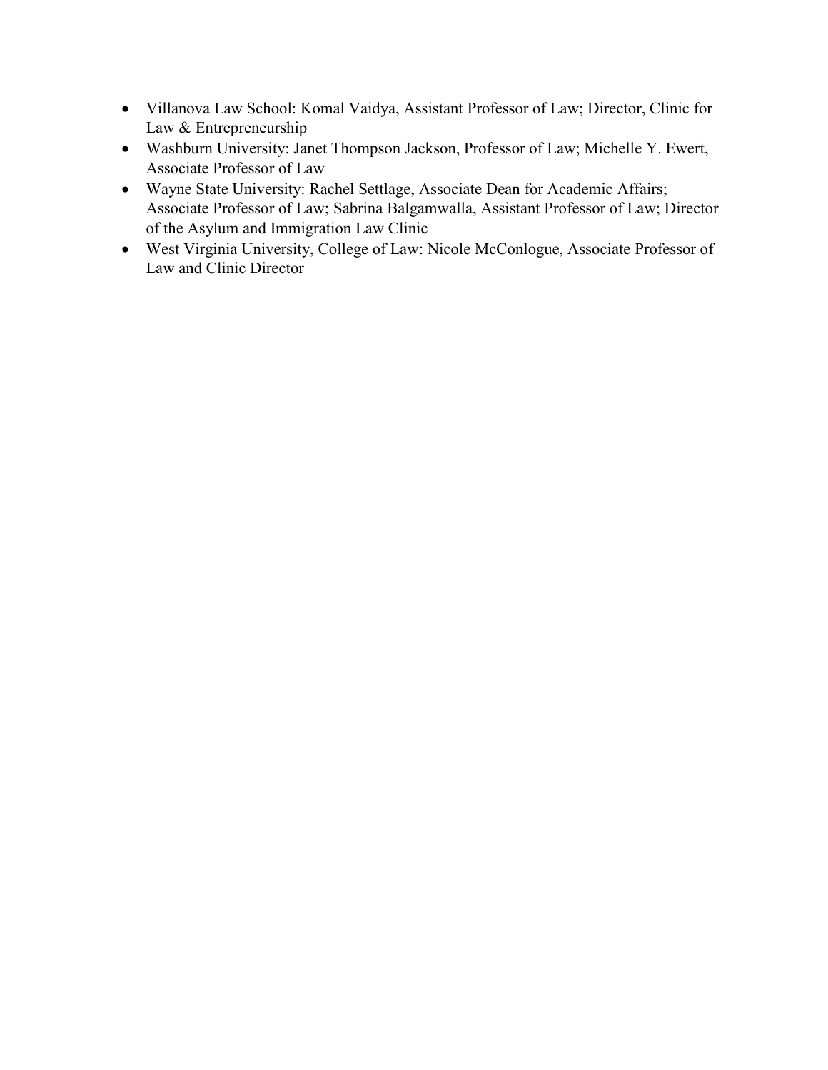- Villanova Law School: Komal Vaidya, Assistant Professor of Law; Director, Clinic for Law & Entrepreneurship
- Washburn University: Janet Thompson Jackson, Professor of Law; Michelle Y. Ewert, Associate Professor of Law
- Wayne State University: Rachel Settlage, Associate Dean for Academic Affairs; Associate Professor of Law; Sabrina Balgamwalla, Assistant Professor of Law; Director of the Asylum and Immigration Law Clinic
- West Virginia University, College of Law: Nicole McConlogue, Associate Professor of Law and Clinic Director